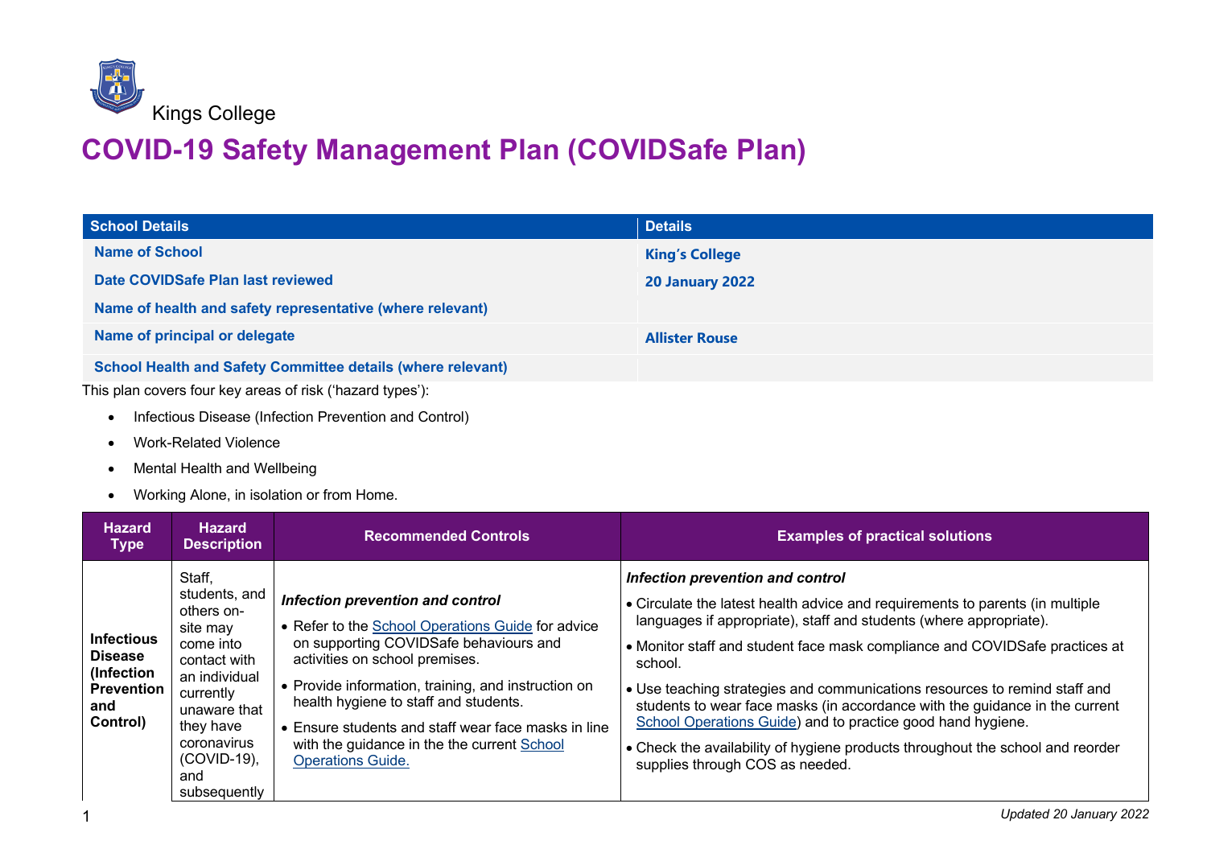Kings College

# COVID-19 Safety Management Plan (COVIDSafe Plan)

| School Details | Details |
|---|---|
| **Name of School** | **King's College** |
| **Date COVIDSafe Plan last reviewed** | **20 January 2022** |
| **Name of health and safety representative (where relevant)** | |
| **Name of principal or delegate** | **Allister Rouse** |
| **School Health and Safety Committee details (where relevant)** | |

This plan covers four key areas of risk ('hazard types'):

- Infectious Disease (Infection Prevention and Control)
- Work-Related Violence
- Mental Health and Wellbeing
- Working Alone, in isolation or from Home.

| Hazard Type | Hazard Description | Recommended Controls | Examples of practical solutions |
|---|---|---|---|
| **Infectious Disease (Infection Prevention and Control)** | Staff, students, and others on-site may come into contact with an individual currently unaware that they have coronavirus (COVID-19), and subsequently | ***Infection prevention and control***<br>• Refer to the School Operations Guide for advice on supporting COVIDSafe behaviours and activities on school premises.<br>• Provide information, training, and instruction on health hygiene to staff and students.<br>• Ensure students and staff wear face masks in line with the guidance in the the current School Operations Guide. | ***Infection prevention and control***<br>• Circulate the latest health advice and requirements to parents (in multiple languages if appropriate), staff and students (where appropriate).<br>• Monitor staff and student face mask compliance and COVIDSafe practices at school.<br>• Use teaching strategies and communications resources to remind staff and students to wear face masks (in accordance with the guidance in the current School Operations Guide) and to practice good hand hygiene.<br>• Check the availability of hygiene products throughout the school and reorder supplies through COS as needed. |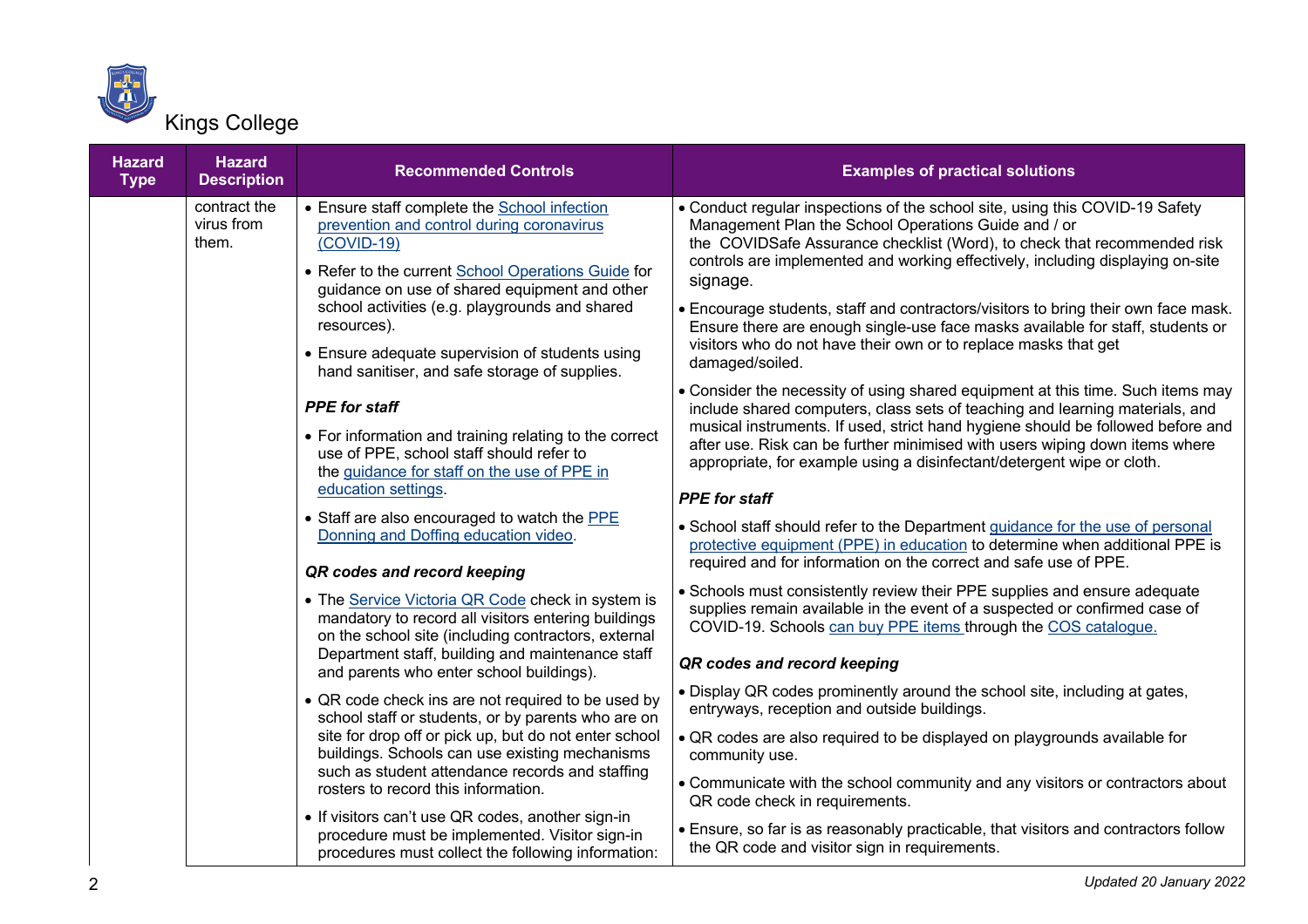Kings College

| Hazard Type | Hazard Description | Recommended Controls | Examples of practical solutions |
|---|---|---|---|
| | contract the virus from them. | • Ensure staff complete the School infection prevention and control during coronavirus (COVID-19)<br>• Refer to the current School Operations Guide for guidance on use of shared equipment and other school activities (e.g. playgrounds and shared resources).<br>• Ensure adequate supervision of students using hand sanitiser, and safe storage of supplies.<br>***PPE for staff***<br>• For information and training relating to the correct use of PPE, school staff should refer to the guidance for staff on the use of PPE in education settings.<br>• Staff are also encouraged to watch the PPE Donning and Doffing education video.<br>***QR codes and record keeping***<br>• The Service Victoria QR Code check in system is mandatory to record all visitors entering buildings on the school site (including contractors, external Department staff, building and maintenance staff and parents who enter school buildings).<br>• QR code check ins are not required to be used by school staff or students, or by parents who are on site for drop off or pick up, but do not enter school buildings. Schools can use existing mechanisms such as student attendance records and staffing rosters to record this information.<br>• If visitors can't use QR codes, another sign-in procedure must be implemented. Visitor sign-in procedures must collect the following information: | • Conduct regular inspections of the school site, using this COVID-19 Safety Management Plan the School Operations Guide and / or the COVIDSafe Assurance checklist (Word), to check that recommended risk controls are implemented and working effectively, including displaying on-site signage.<br>• Encourage students, staff and contractors/visitors to bring their own face mask. Ensure there are enough single-use face masks available for staff, students or visitors who do not have their own or to replace masks that get damaged/soiled.<br>• Consider the necessity of using shared equipment at this time. Such items may include shared computers, class sets of teaching and learning materials, and musical instruments. If used, strict hand hygiene should be followed before and after use. Risk can be further minimised with users wiping down items where appropriate, for example using a disinfectant/detergent wipe or cloth.<br>***PPE for staff***<br>• School staff should refer to the Department guidance for the use of personal protective equipment (PPE) in education to determine when additional PPE is required and for information on the correct and safe use of PPE.<br>• Schools must consistently review their PPE supplies and ensure adequate supplies remain available in the event of a suspected or confirmed case of COVID-19. Schools can buy PPE items through the COS catalogue.<br>***QR codes and record keeping***<br>• Display QR codes prominently around the school site, including at gates, entryways, reception and outside buildings.<br>• QR codes are also required to be displayed on playgrounds available for community use.<br>• Communicate with the school community and any visitors or contractors about QR code check in requirements.<br>• Ensure, so far is as reasonably practicable, that visitors and contractors follow the QR code and visitor sign in requirements. |

*Updated 20 January 2022*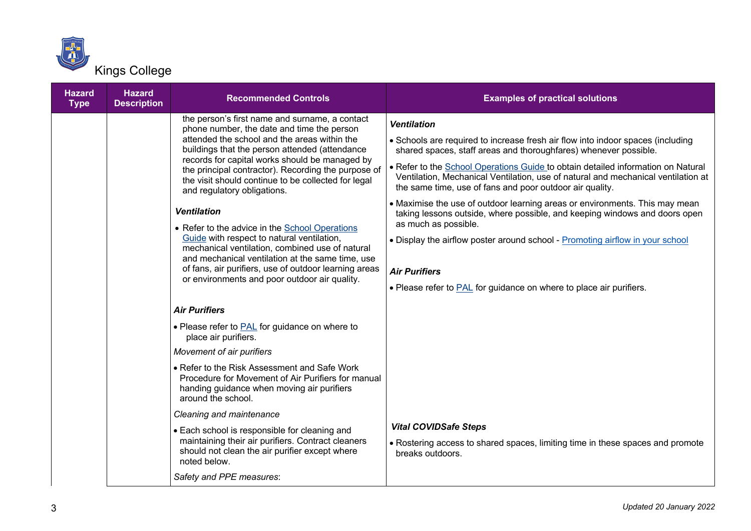| Hazard Type | Hazard Description | Recommended Controls | Examples of practical solutions |
|---|---|---|---|
| | | the person's first name and surname, a contact phone number, the date and time the person attended the school and the areas within the buildings that the person attended (attendance records for capital works should be managed by the principal contractor). Recording the purpose of the visit should continue to be collected for legal and regulatory obligations.<br><br>***Ventilation***<br><br>• Refer to the advice in the School Operations Guide with respect to natural ventilation, mechanical ventilation, combined use of natural and mechanical ventilation at the same time, use of fans, air purifiers, use of outdoor learning areas or environments and poor outdoor air quality.<br><br>***Air Purifiers***<br><br>• Please refer to PAL for guidance on where to place air purifiers.<br><br>*Movement of air purifiers*<br><br>• Refer to the Risk Assessment and Safe Work Procedure for Movement of Air Purifiers for manual handing guidance when moving air purifiers around the school.<br><br>*Cleaning and maintenance*<br><br>• Each school is responsible for cleaning and maintaining their air purifiers. Contract cleaners should not clean the air purifier except where noted below.<br><br>*Safety and PPE measures*: | ***Ventilation***<br><br>• Schools are required to increase fresh air flow into indoor spaces (including shared spaces, staff areas and thoroughfares) whenever possible.<br><br>• Refer to the School Operations Guide to obtain detailed information on Natural Ventilation, Mechanical Ventilation, use of natural and mechanical ventilation at the same time, use of fans and poor outdoor air quality.<br><br>• Maximise the use of outdoor learning areas or environments. This may mean taking lessons outside, where possible, and keeping windows and doors open as much as possible.<br><br>• Display the airflow poster around school - Promoting airflow in your school<br><br>***Air Purifiers***<br><br>• Please refer to PAL for guidance on where to place air purifiers.<br><br>***Vital COVIDSafe Steps***<br><br>• Rostering access to shared spaces, limiting time in these spaces and promote breaks outdoors. |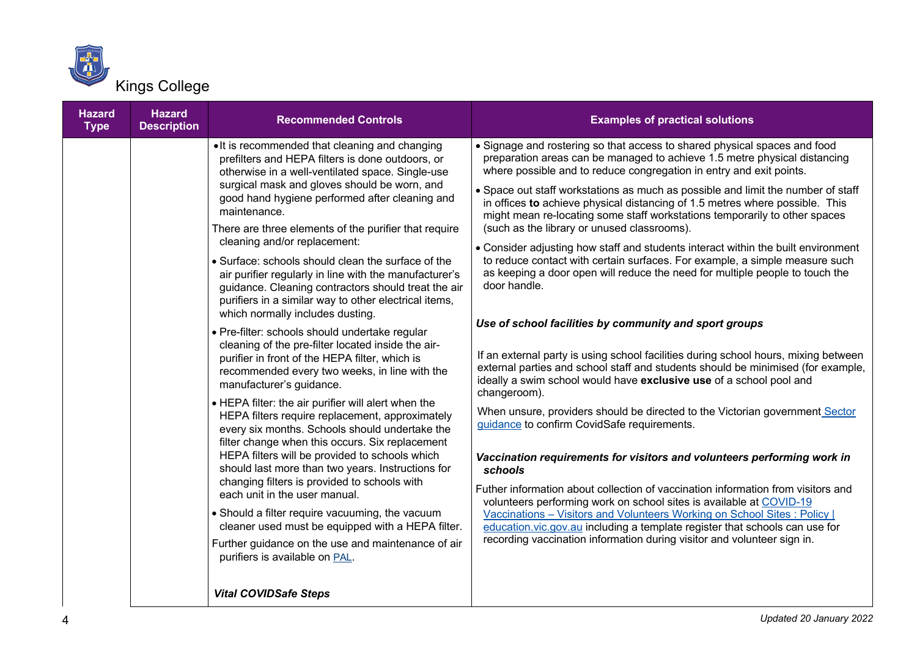Kings College

| Hazard Type | Hazard Description | Recommended Controls | Examples of practical solutions |
|---|---|---|---|
| | | • It is recommended that cleaning and changing prefilters and HEPA filters is done outdoors, or otherwise in a well-ventilated space. Single-use surgical mask and gloves should be worn, and good hand hygiene performed after cleaning and maintenance.<br><br>There are three elements of the purifier that require cleaning and/or replacement:<br><br>• Surface: schools should clean the surface of the air purifier regularly in line with the manufacturer's guidance. Cleaning contractors should treat the air purifiers in a similar way to other electrical items, which normally includes dusting.<br><br>• Pre-filter: schools should undertake regular cleaning of the pre-filter located inside the air-purifier in front of the HEPA filter, which is recommended every two weeks, in line with the manufacturer's guidance.<br><br>• HEPA filter: the air purifier will alert when the HEPA filters require replacement, approximately every six months. Schools should undertake the filter change when this occurs. Six replacement HEPA filters will be provided to schools which should last more than two years. Instructions for changing filters is provided to schools with each unit in the user manual.<br><br>• Should a filter require vacuuming, the vacuum cleaner used must be equipped with a HEPA filter.<br><br>Further guidance on the use and maintenance of air purifiers is available on PAL.<br><br>***Vital COVIDSafe Steps*** | • Signage and rostering so that access to shared physical spaces and food preparation areas can be managed to achieve 1.5 metre physical distancing where possible and to reduce congregation in entry and exit points.<br><br>• Space out staff workstations as much as possible and limit the number of staff in offices **to** achieve physical distancing of 1.5 metres where possible. This might mean re-locating some staff workstations temporarily to other spaces (such as the library or unused classrooms).<br><br>• Consider adjusting how staff and students interact within the built environment to reduce contact with certain surfaces. For example, a simple measure such as keeping a door open will reduce the need for multiple people to touch the door handle.<br><br>***Use of school facilities by community and sport groups***<br><br>If an external party is using school facilities during school hours, mixing between external parties and school staff and students should be minimised (for example, ideally a swim school would have **exclusive use** of a school pool and changeroom).<br><br>When unsure, providers should be directed to the Victorian government Sector guidance to confirm CovidSafe requirements.<br><br>***Vaccination requirements for visitors and volunteers performing work in schools***<br><br>Futher information about collection of vaccination information from visitors and volunteers performing work on school sites is available at COVID-19 Vaccinations – Visitors and Volunteers Working on School Sites : Policy \| education.vic.gov.au including a template register that schools can use for recording vaccination information during visitor and volunteer sign in. |

Updated 20 January 2022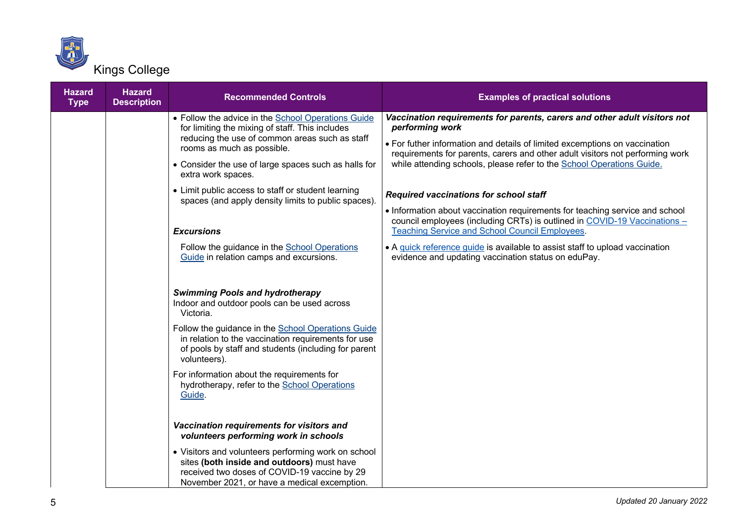Kings College

| Hazard Type | Hazard Description | Recommended Controls | Examples of practical solutions |
|---|---|---|---|
| | | • Follow the advice in the School Operations Guide for limiting the mixing of staff. This includes reducing the use of common areas such as staff rooms as much as possible.<br><br>• Consider the use of large spaces such as halls for extra work spaces.<br><br>• Limit public access to staff or student learning spaces (and apply density limits to public spaces).<br><br>***Excursions***<br><br>Follow the guidance in the School Operations Guide in relation camps and excursions.<br><br>***Swimming Pools and hydrotherapy***<br>Indoor and outdoor pools can be used across Victoria.<br><br>Follow the guidance in the School Operations Guide in relation to the vaccination requirements for use of pools by staff and students (including for parent volunteers).<br><br>For information about the requirements for hydrotherapy, refer to the School Operations Guide.<br><br>***Vaccination requirements for visitors and volunteers performing work in schools***<br><br>• Visitors and volunteers performing work on school sites **(both inside and outdoors)** must have received two doses of COVID-19 vaccine by 29 November 2021, or have a medical exception. | ***Vaccination requirements for parents, carers and other adult visitors not performing work***<br><br>• For futher information and details of limited excemptions on vaccination requirements for parents, carers and other adult visitors not performing work while attending schools, please refer to the School Operations Guide.<br><br>***Required vaccinations for school staff***<br><br>• Information about vaccination requirements for teaching service and school council employees (including CRTs) is outlined in COVID-19 Vaccinations – Teaching Service and School Council Employees.<br><br>• A quick reference guide is available to assist staff to upload vaccination evidence and updating vaccination status on eduPay. |

*Updated 20 January 2022*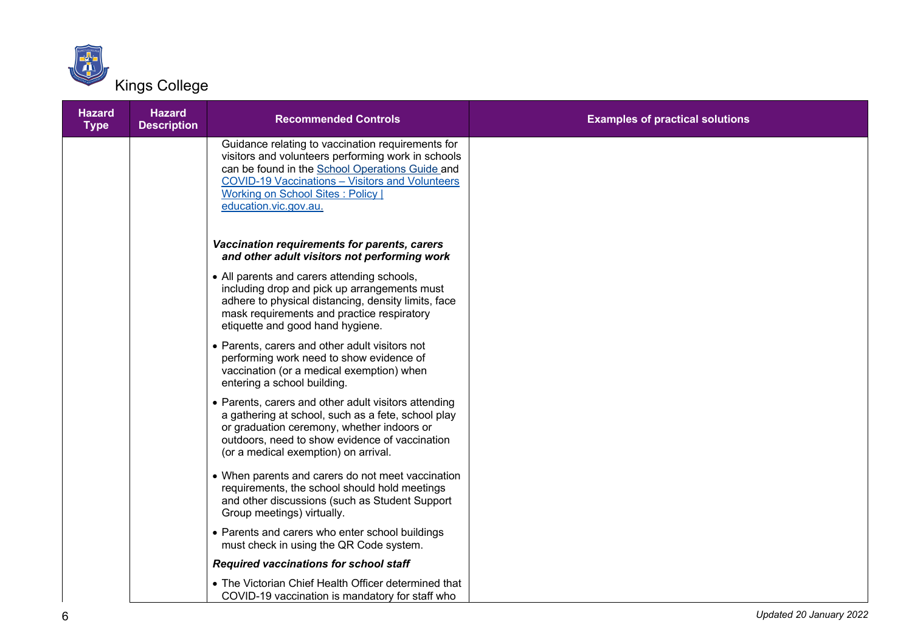| Hazard Type | Hazard Description | Recommended Controls | Examples of practical solutions |
|---|---|---|---|
| | | Guidance relating to vaccination requirements for visitors and volunteers performing work in schools can be found in the [School Operations Guide ]and [COVID-19 Vaccinations – Visitors and Volunteers Working on School Sites : Policy \| education.vic.gov.au.]<br><br>***Vaccination requirements for parents, carers and other adult visitors not performing work***<br><br>• All parents and carers attending schools, including drop and pick up arrangements must adhere to physical distancing, density limits, face mask requirements and practice respiratory etiquette and good hand hygiene.<br><br>• Parents, carers and other adult visitors not performing work need to show evidence of vaccination (or a medical exemption) when entering a school building.<br><br>• Parents, carers and other adult visitors attending a gathering at school, such as a fete, school play or graduation ceremony, whether indoors or outdoors, need to show evidence of vaccination (or a medical exemption) on arrival.<br><br>• When parents and carers do not meet vaccination requirements, the school should hold meetings and other discussions (such as Student Support Group meetings) virtually.<br><br>• Parents and carers who enter school buildings must check in using the QR Code system.<br><br>***Required vaccinations for school staff***<br><br>• The Victorian Chief Health Officer determined that COVID-19 vaccination is mandatory for staff who | |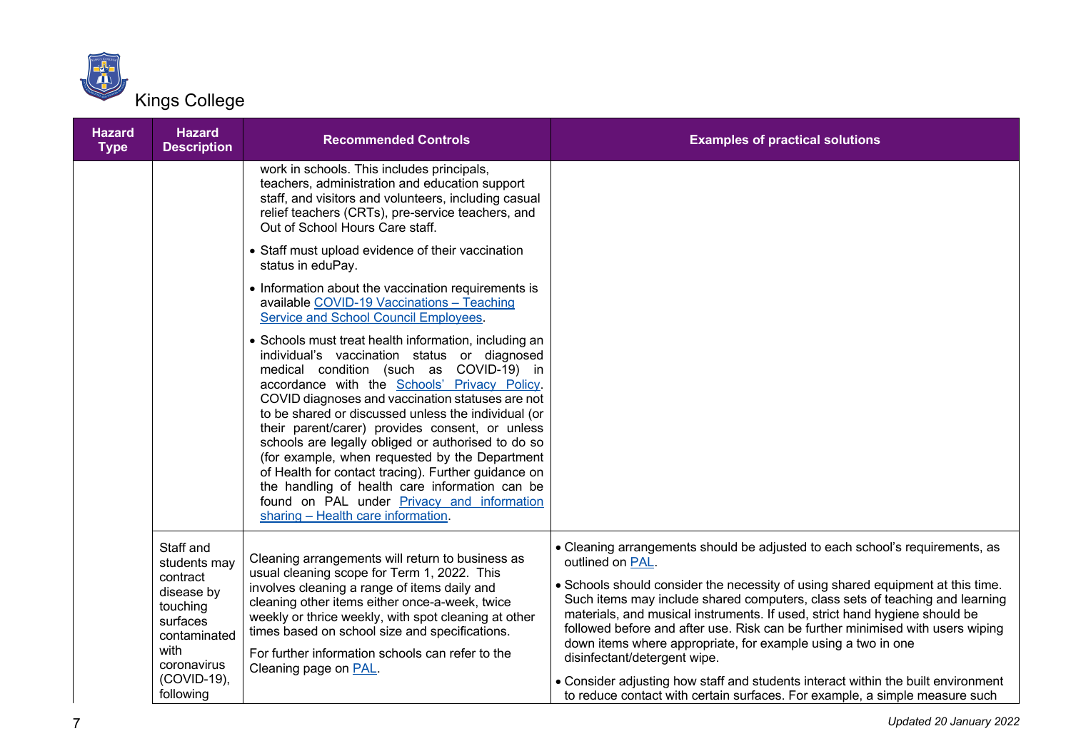Kings College

| Hazard Type | Hazard Description | Recommended Controls | Examples of practical solutions |
|---|---|---|---|
| | | work in schools. This includes principals, teachers, administration and education support staff, and visitors and volunteers, including casual relief teachers (CRTs), pre-service teachers, and Out of School Hours Care staff.<br>• Staff must upload evidence of their vaccination status in eduPay.<br>• Information about the vaccination requirements is available [COVID-19 Vaccinations – Teaching Service and School Council Employees](#).<br>• Schools must treat health information, including an individual's vaccination status or diagnosed medical condition (such as COVID-19) in accordance with the [Schools' Privacy Policy](#). COVID diagnoses and vaccination statuses are not to be shared or discussed unless the individual (or their parent/carer) provides consent, or unless schools are legally obliged or authorised to do so (for example, when requested by the Department of Health for contact tracing). Further guidance on the handling of health care information can be found on PAL under [Privacy and information sharing – Health care information](#). | |
| | Staff and students may contract disease by touching surfaces contaminated with coronavirus (COVID-19), following | Cleaning arrangements will return to business as usual cleaning scope for Term 1, 2022. This involves cleaning a range of items daily and cleaning other items either once-a-week, twice weekly or thrice weekly, with spot cleaning at other times based on school size and specifications.<br>For further information schools can refer to the Cleaning page on [PAL](#). | • Cleaning arrangements should be adjusted to each school's requirements, as outlined on [PAL](#).<br>• Schools should consider the necessity of using shared equipment at this time. Such items may include shared computers, class sets of teaching and learning materials, and musical instruments. If used, strict hand hygiene should be followed before and after use. Risk can be further minimised with users wiping down items where appropriate, for example using a two in one disinfectant/detergent wipe.<br>• Consider adjusting how staff and students interact within the built environment to reduce contact with certain surfaces. For example, a simple measure such |

*Updated 20 January 2022*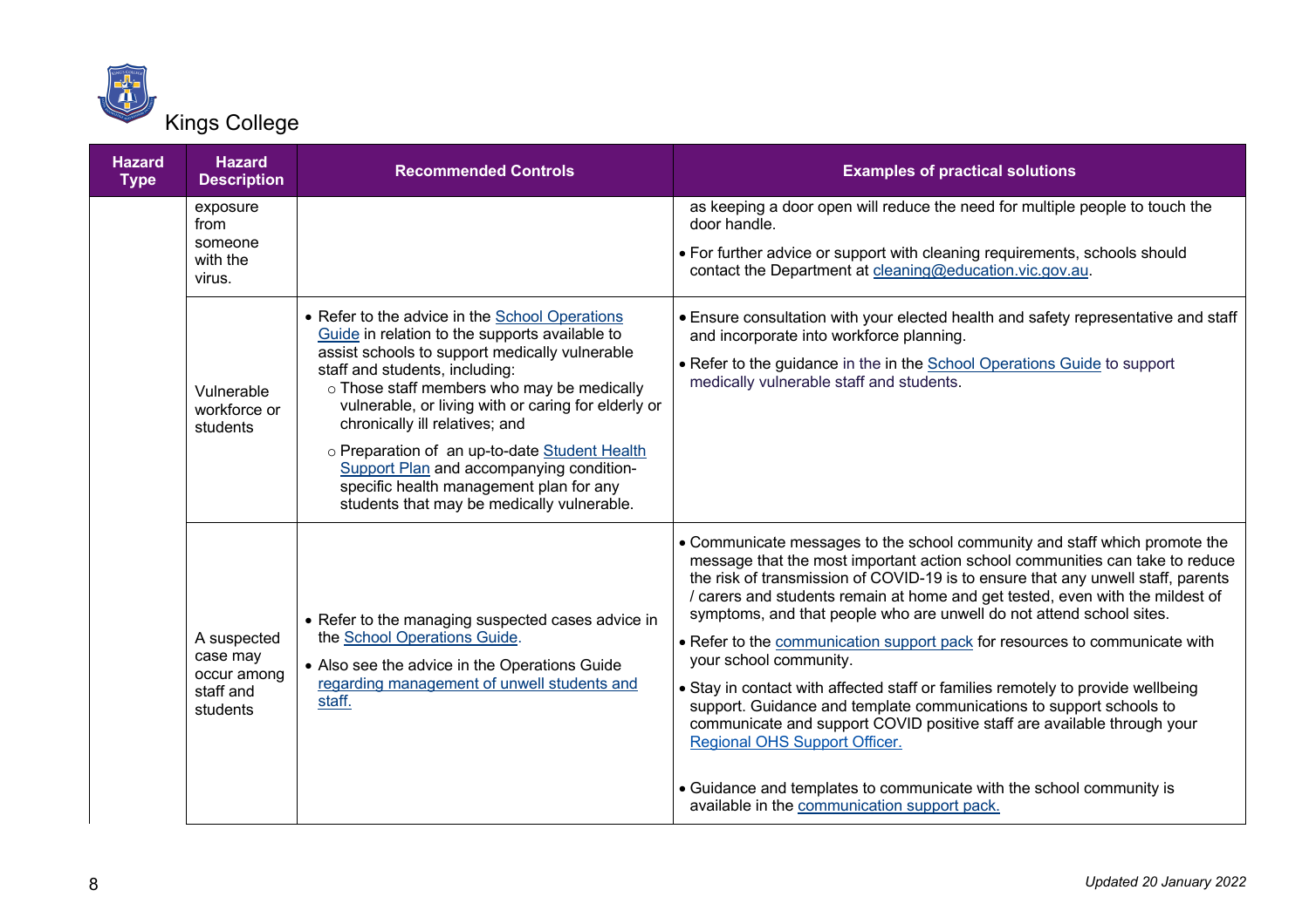Kings College

| Hazard Type | Hazard Description | Recommended Controls | Examples of practical solutions |
|---|---|---|---|
| | exposure from someone with the virus. | | as keeping a door open will reduce the need for multiple people to touch the door handle.<br>• For further advice or support with cleaning requirements, schools should contact the Department at cleaning@education.vic.gov.au. |
| | Vulnerable workforce or students | • Refer to the advice in the School Operations Guide in relation to the supports available to assist schools to support medically vulnerable staff and students, including:<br>○ Those staff members who may be medically vulnerable, or living with or caring for elderly or chronically ill relatives; and<br>○ Preparation of an up-to-date Student Health Support Plan and accompanying condition-specific health management plan for any students that may be medically vulnerable. | • Ensure consultation with your elected health and safety representative and staff and incorporate into workforce planning.<br>• Refer to the guidance in the in the School Operations Guide to support medically vulnerable staff and students. |
| | A suspected case may occur among staff and students | • Refer to the managing suspected cases advice in the School Operations Guide.<br>• Also see the advice in the Operations Guide regarding management of unwell students and staff. | • Communicate messages to the school community and staff which promote the message that the most important action school communities can take to reduce the risk of transmission of COVID-19 is to ensure that any unwell staff, parents / carers and students remain at home and get tested, even with the mildest of symptoms, and that people who are unwell do not attend school sites.<br>• Refer to the communication support pack for resources to communicate with your school community.<br>• Stay in contact with affected staff or families remotely to provide wellbeing support. Guidance and template communications to support schools to communicate and support COVID positive staff are available through your Regional OHS Support Officer.<br>• Guidance and templates to communicate with the school community is available in the communication support pack. |

*Updated 20 January 2022*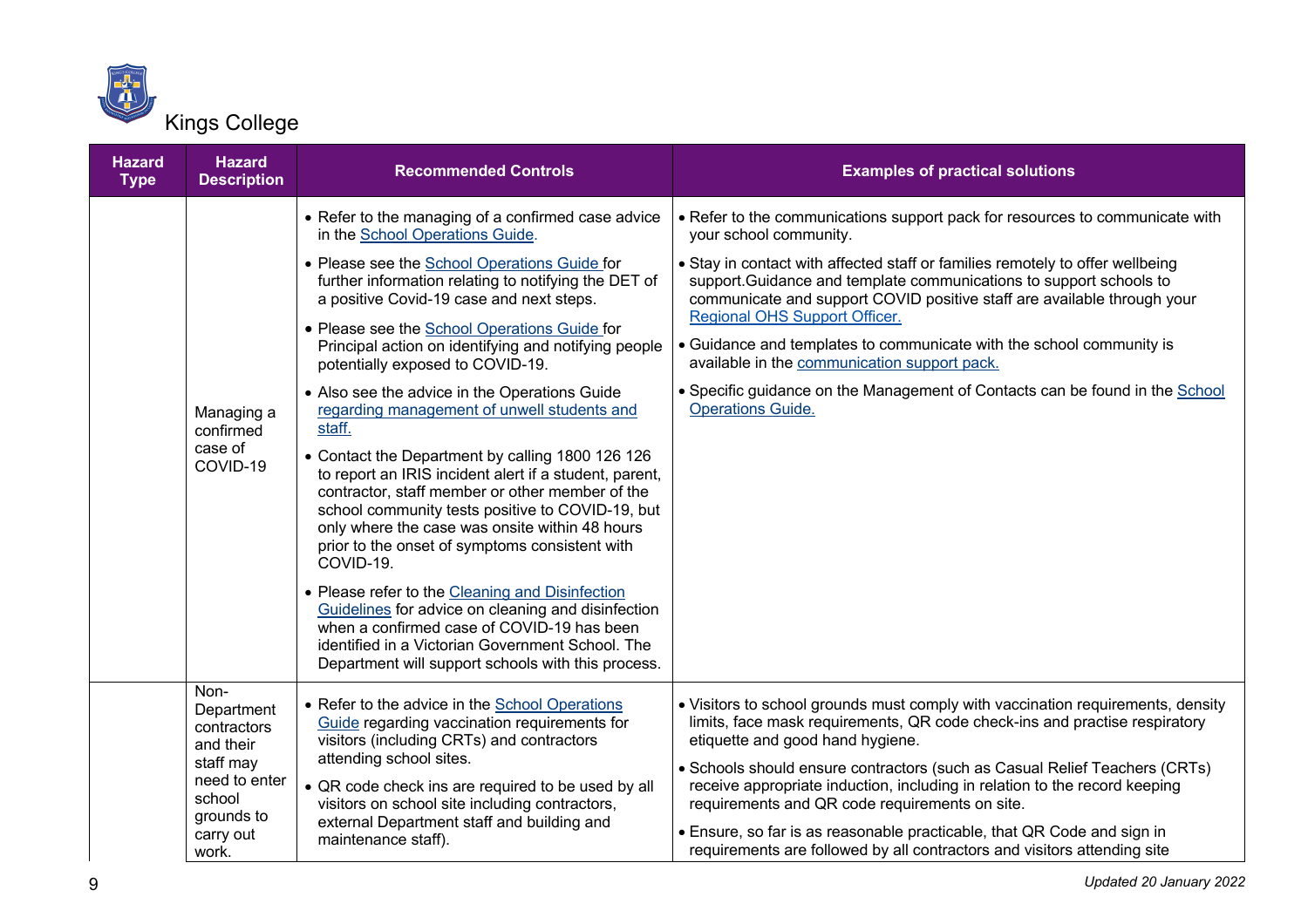Kings College

| Hazard Type | Hazard Description | Recommended Controls | Examples of practical solutions |
|---|---|---|---|
| | Managing a confirmed case of COVID-19 | • Refer to the managing of a confirmed case advice in the School Operations Guide.<br>• Please see the School Operations Guide for further information relating to notifying the DET of a positive Covid-19 case and next steps.<br>• Please see the School Operations Guide for Principal action on identifying and notifying people potentially exposed to COVID-19.<br>• Also see the advice in the Operations Guide regarding management of unwell students and staff.<br>• Contact the Department by calling 1800 126 126 to report an IRIS incident alert if a student, parent, contractor, staff member or other member of the school community tests positive to COVID-19, but only where the case was onsite within 48 hours prior to the onset of symptoms consistent with COVID-19.<br>• Please refer to the Cleaning and Disinfection Guidelines for advice on cleaning and disinfection when a confirmed case of COVID-19 has been identified in a Victorian Government School. The Department will support schools with this process. | • Refer to the communications support pack for resources to communicate with your school community.<br>• Stay in contact with affected staff or families remotely to offer wellbeing support.Guidance and template communications to support schools to communicate and support COVID positive staff are available through your Regional OHS Support Officer.<br>• Guidance and templates to communicate with the school community is available in the communication support pack.<br>• Specific guidance on the Management of Contacts can be found in the School Operations Guide. |
| | Non-Department contractors and their staff may need to enter school grounds to carry out work. | • Refer to the advice in the School Operations Guide regarding vaccination requirements for visitors (including CRTs) and contractors attending school sites.<br>• QR code check ins are required to be used by all visitors on school site including contractors, external Department staff and building and maintenance staff). | • Visitors to school grounds must comply with vaccination requirements, density limits, face mask requirements, QR code check-ins and practise respiratory etiquette and good hand hygiene.<br>• Schools should ensure contractors (such as Casual Relief Teachers (CRTs) receive appropriate induction, including in relation to the record keeping requirements and QR code requirements on site.<br>• Ensure, so far is as reasonable practicable, that QR Code and sign in requirements are followed by all contractors and visitors attending site |

*Updated 20 January 2022*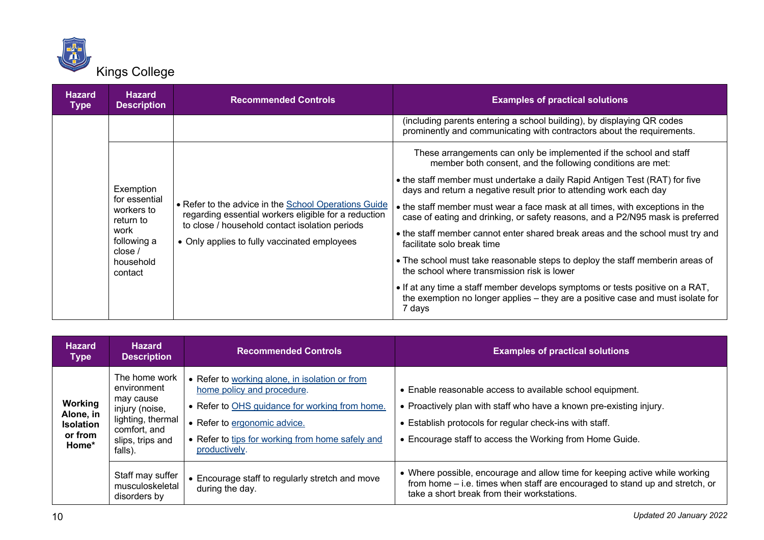Kings College

| Hazard Type | Hazard Description | Recommended Controls | Examples of practical solutions |
|---|---|---|---|
| | | | (including parents entering a school building), by displaying QR codes prominently and communicating with contractors about the requirements. |
| | Exemption for essential workers to return to work following a close / household contact | • Refer to the advice in the School Operations Guide regarding essential workers eligible for a reduction to close / household contact isolation periods<br>• Only applies to fully vaccinated employees | These arrangements can only be implemented if the school and staff member both consent, and the following conditions are met:<br>• the staff member must undertake a daily Rapid Antigen Test (RAT) for five days and return a negative result prior to attending work each day<br>• the staff member must wear a face mask at all times, with exceptions in the case of eating and drinking, or safety reasons, and a P2/N95 mask is preferred<br>• the staff member cannot enter shared break areas and the school must try and facilitate solo break time<br>• The school must take reasonable steps to deploy the staff memberin areas of the school where transmission risk is lower<br>• If at any time a staff member develops symptoms or tests positive on a RAT, the exemption no longer applies – they are a positive case and must isolate for 7 days |

| Hazard Type | Hazard Description | Recommended Controls | Examples of practical solutions |
|---|---|---|---|
| **Working Alone, in Isolation or from Home*** | The home work environment may cause injury (noise, lighting, thermal comfort, and slips, trips and falls). | • Refer to working alone, in isolation or from home policy and procedure.<br>• Refer to OHS guidance for working from home.<br>• Refer to ergonomic advice.<br>• Refer to tips for working from home safely and productively. | • Enable reasonable access to available school equipment.<br>• Proactively plan with staff who have a known pre-existing injury.<br>• Establish protocols for regular check-ins with staff.<br>• Encourage staff to access the Working from Home Guide. |
| | Staff may suffer musculoskeletal disorders by | • Encourage staff to regularly stretch and move during the day. | • Where possible, encourage and allow time for keeping active while working from home – i.e. times when staff are encouraged to stand up and stretch, or take a short break from their workstations. |

*Updated 20 January 2022*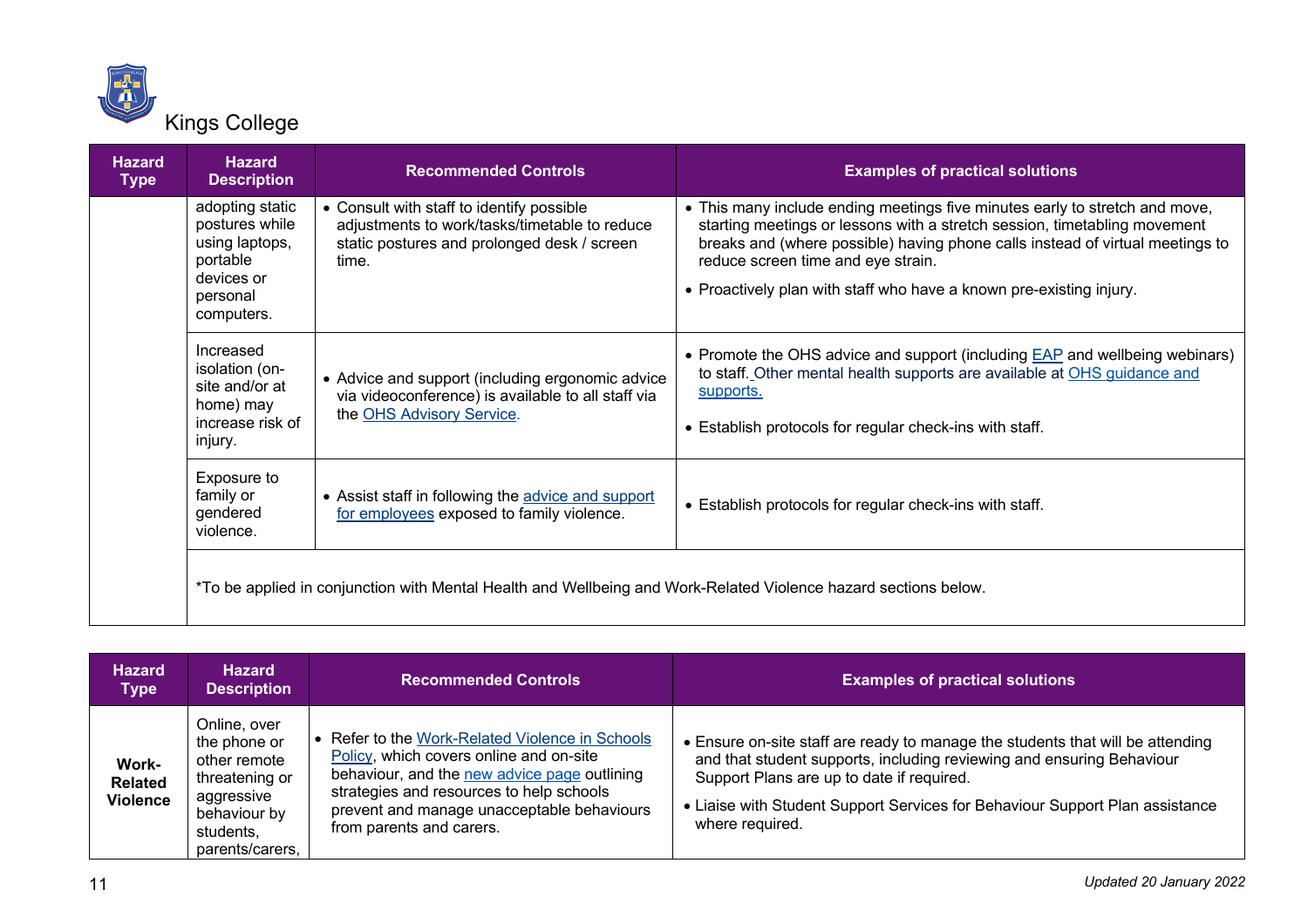Kings College

| Hazard Type | Hazard Description | Recommended Controls | Examples of practical solutions |
|---|---|---|---|
| | adopting static postures while using laptops, portable devices or personal computers. | • Consult with staff to identify possible adjustments to work/tasks/timetable to reduce static postures and prolonged desk / screen time. | • This many include ending meetings five minutes early to stretch and move, starting meetings or lessons with a stretch session, timetabling movement breaks and (where possible) having phone calls instead of virtual meetings to reduce screen time and eye strain.<br>• Proactively plan with staff who have a known pre-existing injury. |
| | Increased isolation (on-site and/or at home) may increase risk of injury. | • Advice and support (including ergonomic advice via videoconference) is available to all staff via the OHS Advisory Service. | • Promote the OHS advice and support (including EAP and wellbeing webinars) to staff. Other mental health supports are available at OHS guidance and supports.<br>• Establish protocols for regular check-ins with staff. |
| | Exposure to family or gendered violence. | • Assist staff in following the advice and support for employees exposed to family violence. | • Establish protocols for regular check-ins with staff. |
| | *To be applied in conjunction with Mental Health and Wellbeing and Work-Related Violence hazard sections below. | | |

| Hazard Type | Hazard Description | Recommended Controls | Examples of practical solutions |
|---|---|---|---|
| **Work-Related Violence** | Online, over the phone or other remote threatening or aggressive behaviour by students, parents/carers, | • Refer to the Work-Related Violence in Schools Policy, which covers online and on-site behaviour, and the new advice page outlining strategies and resources to help schools prevent and manage unacceptable behaviours from parents and carers. | • Ensure on-site staff are ready to manage the students that will be attending and that student supports, including reviewing and ensuring Behaviour Support Plans are up to date if required.<br>• Liaise with Student Support Services for Behaviour Support Plan assistance where required. |

*Updated 20 January 2022*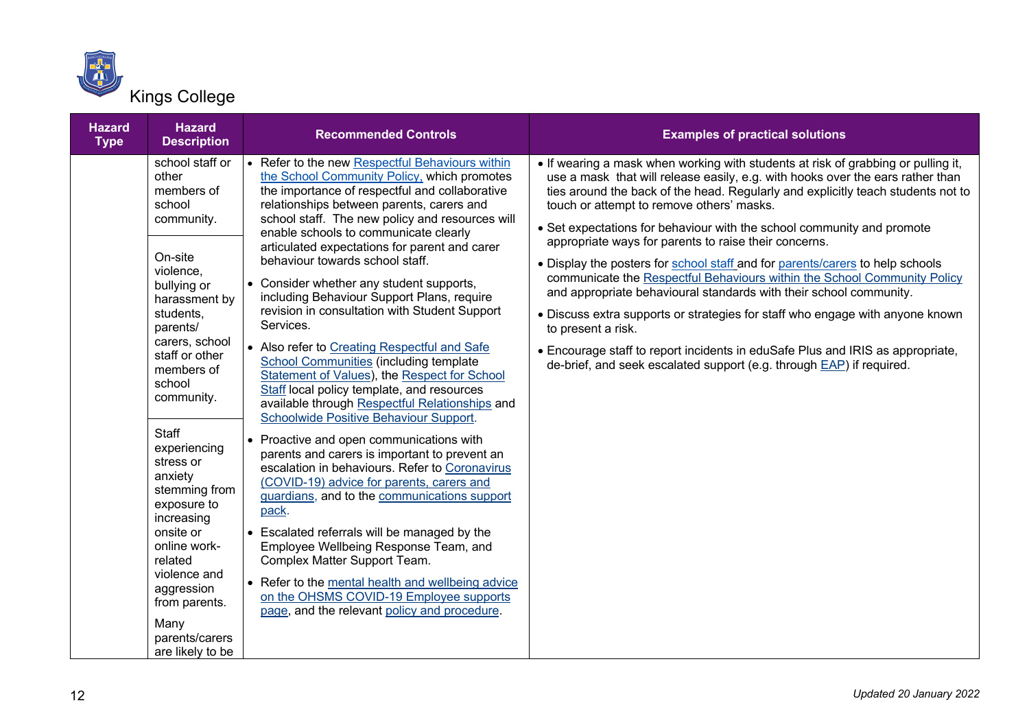Kings College

| Hazard Type | Hazard Description | Recommended Controls | Examples of practical solutions |
|---|---|---|---|
| | school staff or other members of school community.<br><br>On-site violence, bullying or harassment by students, parents/ carers, school staff or other members of school community.<br><br>Staff experiencing stress or anxiety stemming from exposure to increasing onsite or online work-related violence and aggression from parents.<br><br>Many parents/carers are likely to be | • Refer to the new Respectful Behaviours within the School Community Policy, which promotes the importance of respectful and collaborative relationships between parents, carers and school staff. The new policy and resources will enable schools to communicate clearly articulated expectations for parent and carer behaviour towards school staff.<br>• Consider whether any student supports, including Behaviour Support Plans, require revision in consultation with Student Support Services.<br>• Also refer to Creating Respectful and Safe School Communities (including template Statement of Values), the Respect for School Staff local policy template, and resources available through Respectful Relationships and Schoolwide Positive Behaviour Support.<br>• Proactive and open communications with parents and carers is important to prevent an escalation in behaviours. Refer to Coronavirus (COVID-19) advice for parents, carers and guardians, and to the communications support pack.<br>• Escalated referrals will be managed by the Employee Wellbeing Response Team, and Complex Matter Support Team.<br>• Refer to the mental health and wellbeing advice on the OHSMS COVID-19 Employee supports page, and the relevant policy and procedure. | • If wearing a mask when working with students at risk of grabbing or pulling it, use a mask that will release easily, e.g. with hooks over the ears rather than ties around the back of the head. Regularly and explicitly teach students not to touch or attempt to remove others' masks.<br>• Set expectations for behaviour with the school community and promote appropriate ways for parents to raise their concerns.<br>• Display the posters for school staff and for parents/carers to help schools communicate the Respectful Behaviours within the School Community Policy and appropriate behavioural standards with their school community.<br>• Discuss extra supports or strategies for staff who engage with anyone known to present a risk.<br>• Encourage staff to report incidents in eduSafe Plus and IRIS as appropriate, de-brief, and seek escalated support (e.g. through EAP) if required. |

*Updated 20 January 2022*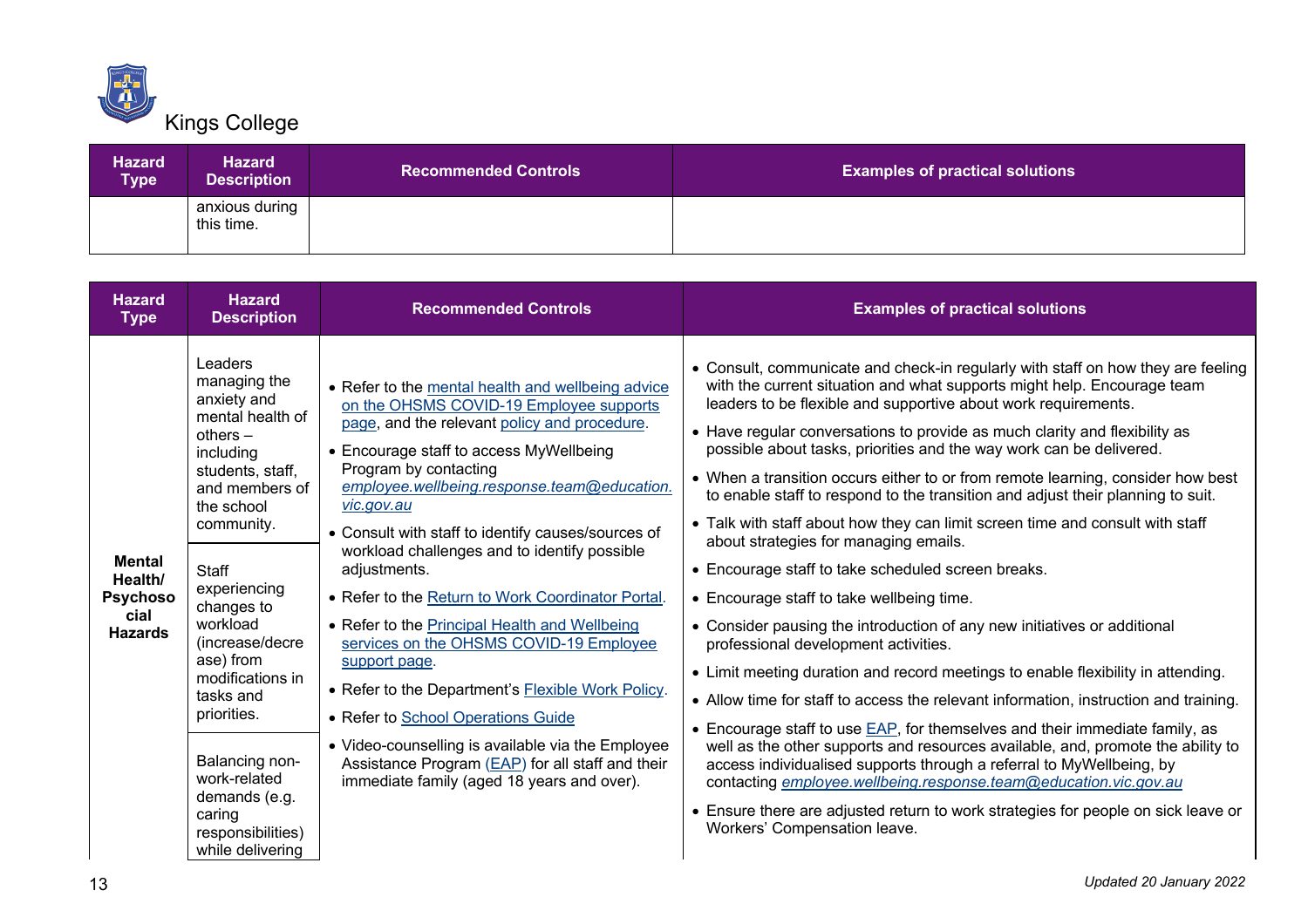Kings College

| Hazard Type | Hazard Description | Recommended Controls | Examples of practical solutions |
|---|---|---|---|
| | anxious during this time. | | |

| Hazard Type | Hazard Description | Recommended Controls | Examples of practical solutions |
|---|---|---|---|
| **Mental Health/ Psychosocial Hazards** | Leaders managing the anxiety and mental health of others – including students, staff, and members of the school community.<br><br>Staff experiencing changes to workload (increase/decrease) from modifications in tasks and priorities.<br><br>Balancing non-work-related demands (e.g. caring responsibilities) while delivering | • Refer to the mental health and wellbeing advice on the OHSMS COVID-19 Employee supports page, and the relevant policy and procedure.<br>• Encourage staff to access MyWellbeing Program by contacting *employee.wellbeing.response.team@education.vic.gov.au*<br>• Consult with staff to identify causes/sources of workload challenges and to identify possible adjustments.<br>• Refer to the Return to Work Coordinator Portal.<br>• Refer to the Principal Health and Wellbeing services on the OHSMS COVID-19 Employee support page.<br>• Refer to the Department's Flexible Work Policy.<br>• Refer to School Operations Guide<br>• Video-counselling is available via the Employee Assistance Program (EAP) for all staff and their immediate family (aged 18 years and over). | • Consult, communicate and check-in regularly with staff on how they are feeling with the current situation and what supports might help. Encourage team leaders to be flexible and supportive about work requirements.<br>• Have regular conversations to provide as much clarity and flexibility as possible about tasks, priorities and the way work can be delivered.<br>• When a transition occurs either to or from remote learning, consider how best to enable staff to respond to the transition and adjust their planning to suit.<br>• Talk with staff about how they can limit screen time and consult with staff about strategies for managing emails.<br>• Encourage staff to take scheduled screen breaks.<br>• Encourage staff to take wellbeing time.<br>• Consider pausing the introduction of any new initiatives or additional professional development activities.<br>• Limit meeting duration and record meetings to enable flexibility in attending.<br>• Allow time for staff to access the relevant information, instruction and training.<br>• Encourage staff to use EAP, for themselves and their immediate family, as well as the other supports and resources available, and, promote the ability to access individualised supports through a referral to MyWellbeing, by contacting *employee.wellbeing.response.team@education.vic.gov.au*<br>• Ensure there are adjusted return to work strategies for people on sick leave or Workers' Compensation leave. |

Updated 20 January 2022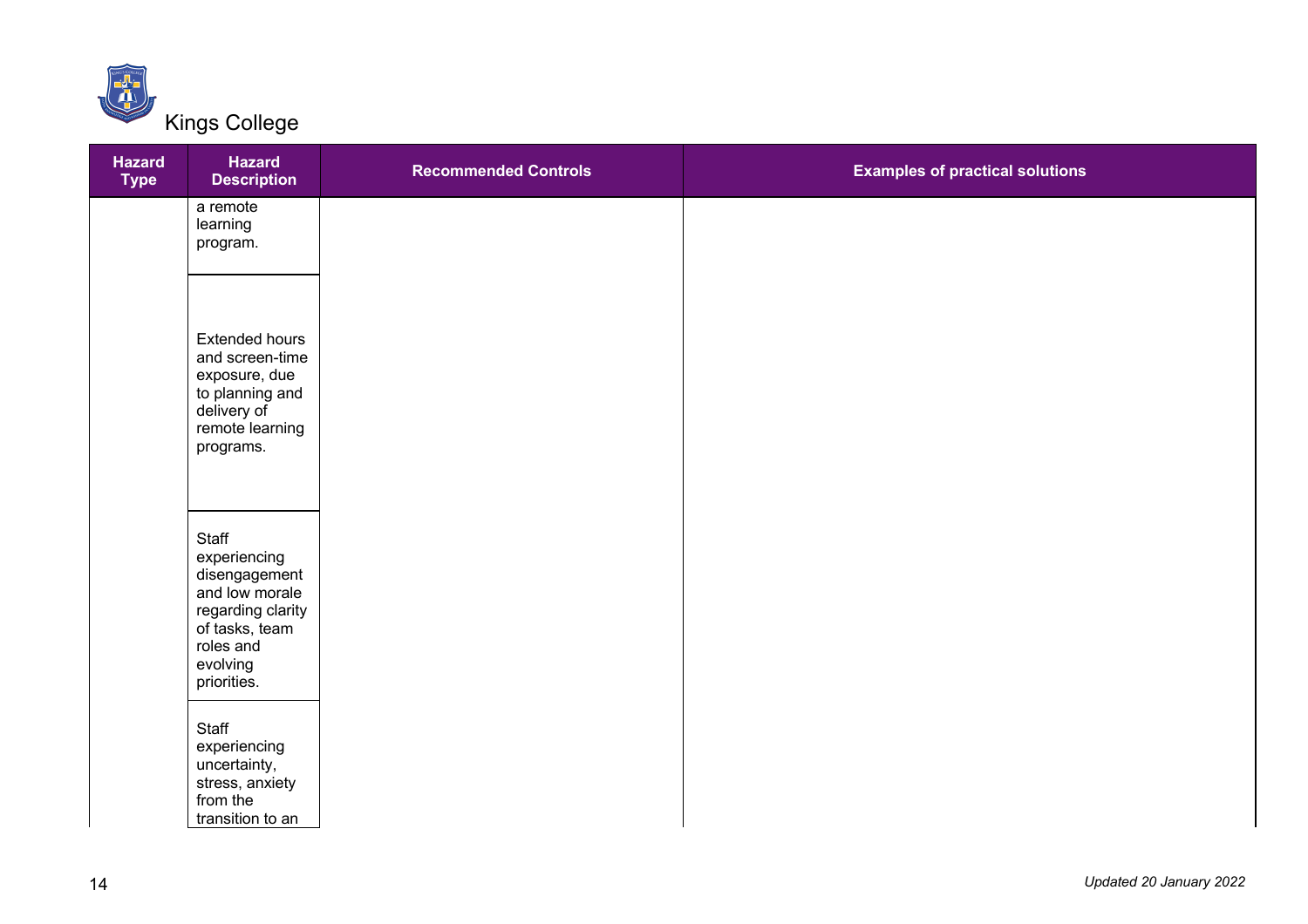Kings College

| Hazard Type | Hazard Description | Recommended Controls | Examples of practical solutions |
| --- | --- | --- | --- |
| | a remote learning program. | | |
| | Extended hours and screen-time exposure, due to planning and delivery of remote learning programs. | | |
| | Staff experiencing disengagement and low morale regarding clarity of tasks, team roles and evolving priorities. | | |
| | Staff experiencing uncertainty, stress, anxiety from the transition to an | | |

*Updated 20 January 2022*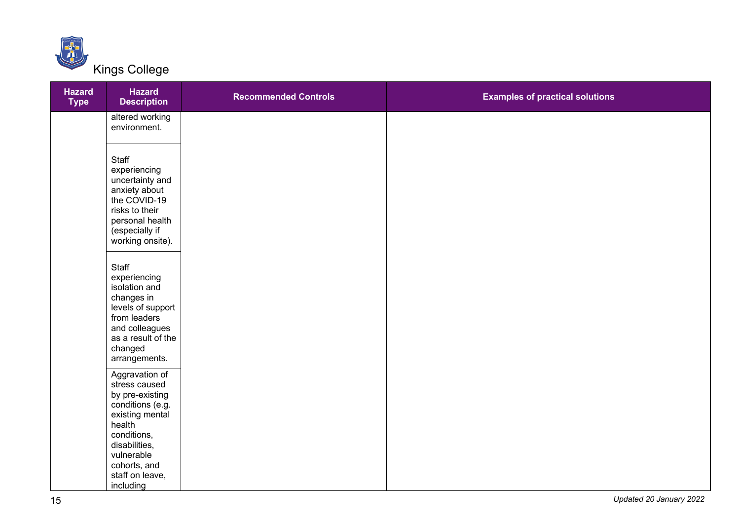Kings College

| Hazard Type | Hazard Description | Recommended Controls | Examples of practical solutions |
| --- | --- | --- | --- |
| | altered working environment. | | |
| | Staff experiencing uncertainty and anxiety about the COVID-19 risks to their personal health (especially if working onsite). | | |
| | Staff experiencing isolation and changes in levels of support from leaders and colleagues as a result of the changed arrangements. | | |
| | Aggravation of stress caused by pre-existing conditions (e.g. existing mental health conditions, disabilities, vulnerable cohorts, and staff on leave, including | | |

*Updated 20 January 2022*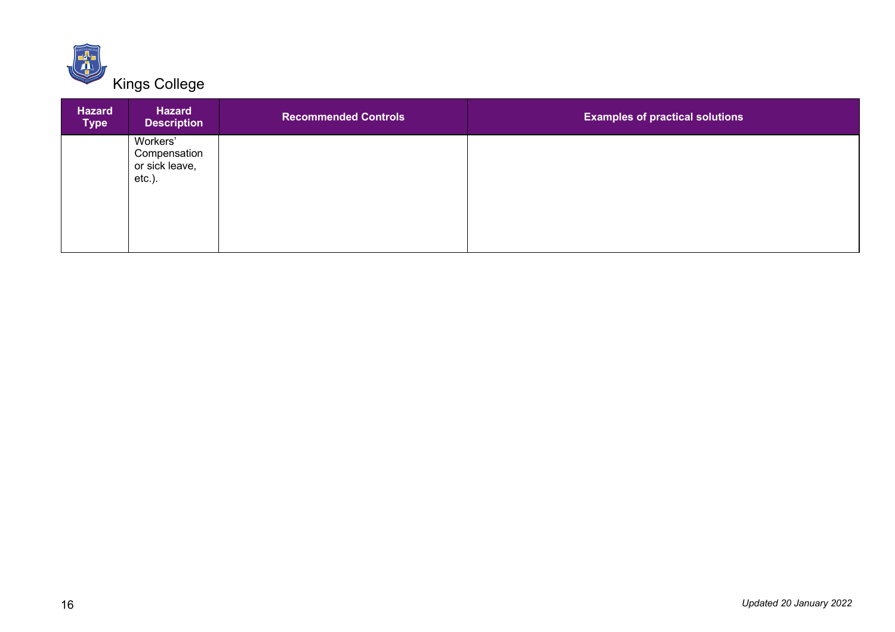Kings College

| Hazard Type | Hazard Description | Recommended Controls | Examples of practical solutions |
|---|---|---|---|
| | Workers' Compensation or sick leave, etc.). | | |